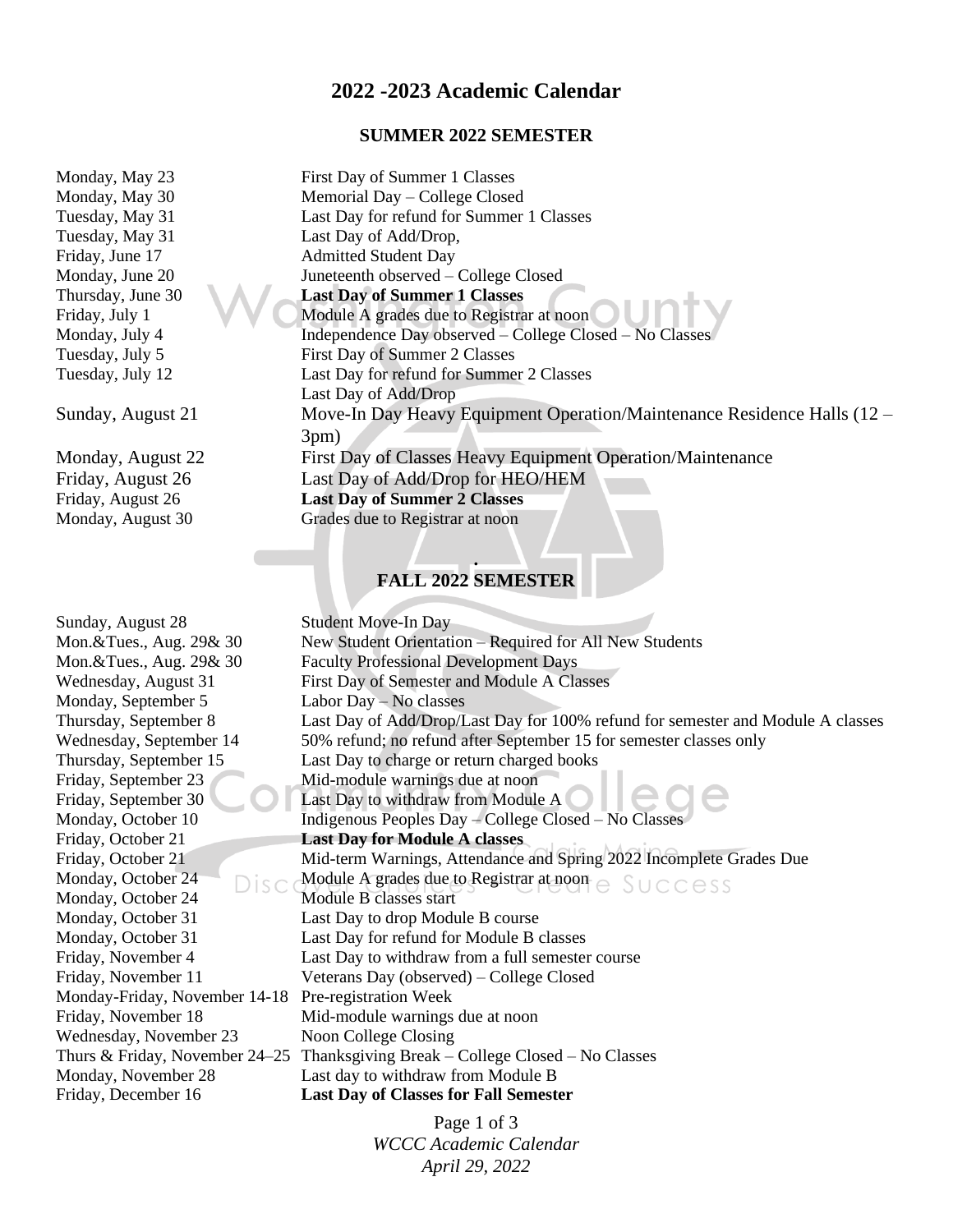# 2022 -2023 Academic Calendar

## SUMMER 2022 SEMESTER

| | |
|---|---|
| Monday, May 23 | First Day of Summer 1 Classes |
| Monday, May 30 | Memorial Day – College Closed |
| Tuesday, May 31 | Last Day for refund for Summer 1 Classes |
| Tuesday, May 31 | Last Day of Add/Drop, |
| Friday, June 17 | Admitted Student Day |
| Monday, June 20 | Juneteenth observed – College Closed |
| Thursday, June 30 | **Last Day of Summer 1 Classes** |
| Friday, July 1 | Module A grades due to Registrar at noon |
| Monday, July 4 | Independence Day observed – College Closed – No Classes |
| Tuesday, July 5 | First Day of Summer 2 Classes |
| Tuesday, July 12 | Last Day for refund for Summer 2 Classes<br>Last Day of Add/Drop |
| Sunday, August 21 | Move-In Day Heavy Equipment Operation/Maintenance Residence Halls (12 – 3pm) |
| Monday, August 22 | First Day of Classes Heavy Equipment Operation/Maintenance |
| Friday, August 26 | Last Day of Add/Drop for HEO/HEM |
| Friday, August 26 | **Last Day of Summer 2 Classes** |
| Monday, August 30 | Grades due to Registrar at noon |

## FALL 2022 SEMESTER

| | |
|---|---|
| Sunday, August 28 | Student Move-In Day |
| Mon.&Tues., Aug. 29& 30 | New Student Orientation – Required for All New Students |
| Mon.&Tues., Aug. 29& 30 | Faculty Professional Development Days |
| Wednesday, August 31 | First Day of Semester and Module A Classes |
| Monday, September 5 | Labor Day – No classes |
| Thursday, September 8 | Last Day of Add/Drop/Last Day for 100% refund for semester and Module A classes |
| Wednesday, September 14 | 50% refund; no refund after September 15 for semester classes only |
| Thursday, September 15 | Last Day to charge or return charged books |
| Friday, September 23 | Mid-module warnings due at noon |
| Friday, September 30 | Last Day to withdraw from Module A |
| Monday, October 10 | Indigenous Peoples Day – College Closed – No Classes |
| Friday, October 21 | **Last Day for Module A classes** |
| Friday, October 21 | Mid-term Warnings, Attendance and Spring 2022 Incomplete Grades Due |
| Monday, October 24 | Module A grades due to Registrar at noon |
| Monday, October 24 | Module B classes start |
| Monday, October 31 | Last Day to drop Module B course |
| Monday, October 31 | Last Day for refund for Module B classes |
| Friday, November 4 | Last Day to withdraw from a full semester course |
| Friday, November 11 | Veterans Day (observed) – College Closed |
| Monday-Friday, November 14-18 | Pre-registration Week |
| Friday, November 18 | Mid-module warnings due at noon |
| Wednesday, November 23 | Noon College Closing |
| Thurs & Friday, November 24–25 | Thanksgiving Break – College Closed – No Classes |
| Monday, November 28 | Last day to withdraw from Module B |
| Friday, December 16 | **Last Day of Classes for Fall Semester** |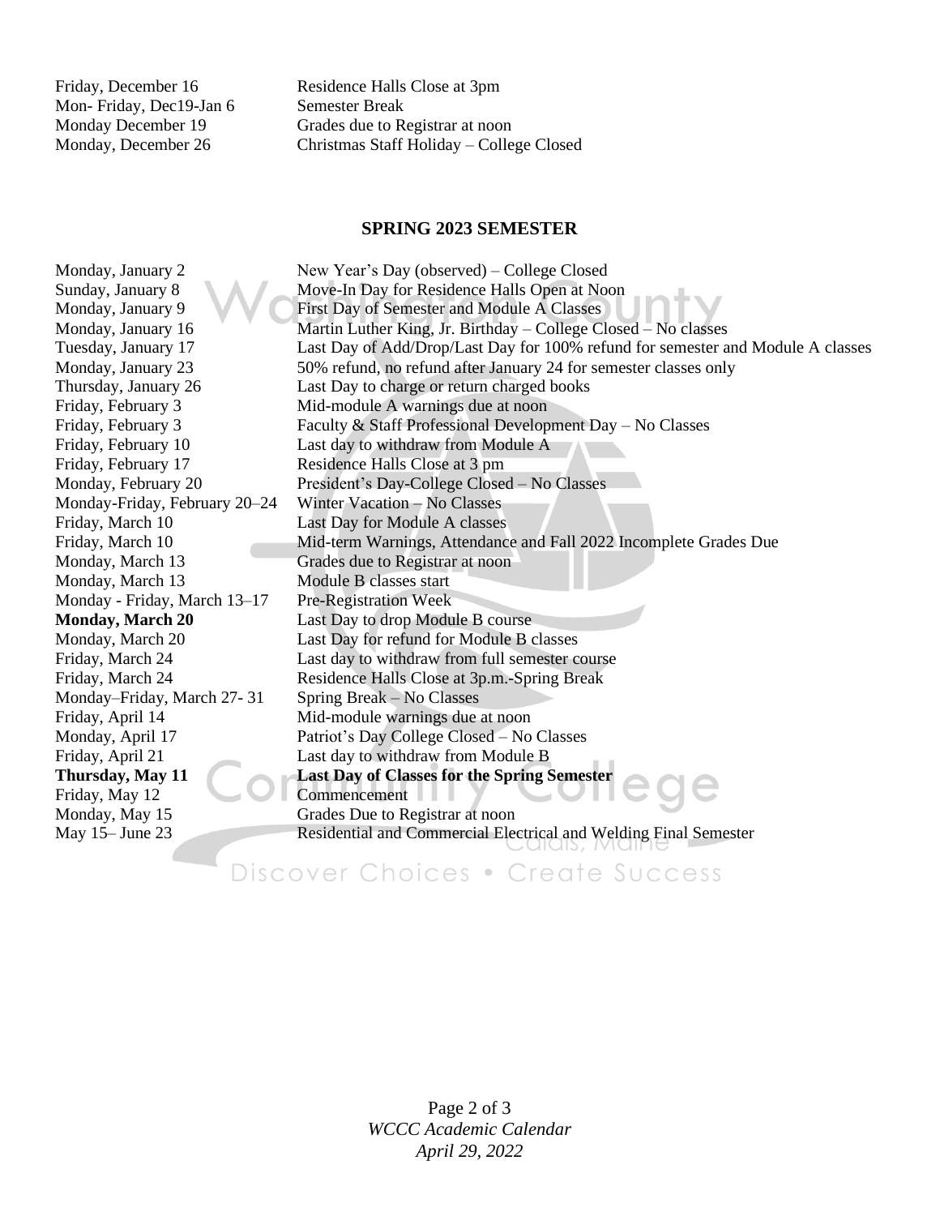| | |
|---|---|
| Friday, December 16 | Residence Halls Close at 3pm |
| Mon- Friday, Dec19-Jan 6 | Semester Break |
| Monday December 19 | Grades due to Registrar at noon |
| Monday, December 26 | Christmas Staff Holiday – College Closed |

**SPRING 2023 SEMESTER**

| | |
|---|---|
| Monday, January 2 | New Year's Day (observed) – College Closed |
| Sunday, January 8 | Move-In Day for Residence Halls Open at Noon |
| Monday, January 9 | First Day of Semester and Module A Classes |
| Monday, January 16 | Martin Luther King, Jr. Birthday – College Closed – No classes |
| Tuesday, January 17 | Last Day of Add/Drop/Last Day for 100% refund for semester and Module A classes |
| Monday, January 23 | 50% refund, no refund after January 24 for semester classes only |
| Thursday, January 26 | Last Day to charge or return charged books |
| Friday, February 3 | Mid-module A warnings due at noon |
| Friday, February 3 | Faculty & Staff Professional Development Day – No Classes |
| Friday, February 10 | Last day to withdraw from Module A |
| Friday, February 17 | Residence Halls Close at 3 pm |
| Monday, February 20 | President's Day-College Closed – No Classes |
| Monday-Friday, February 20–24 | Winter Vacation – No Classes |
| Friday, March 10 | Last Day for Module A classes |
| Friday, March 10 | Mid-term Warnings, Attendance and Fall 2022 Incomplete Grades Due |
| Monday, March 13 | Grades due to Registrar at noon |
| Monday, March 13 | Module B classes start |
| Monday - Friday, March 13–17 | Pre-Registration Week |
| **Monday, March 20** | Last Day to drop Module B course |
| Monday, March 20 | Last Day for refund for Module B classes |
| Friday, March 24 | Last day to withdraw from full semester course |
| Friday, March 24 | Residence Halls Close at 3p.m.-Spring Break |
| Monday–Friday, March 27- 31 | Spring Break – No Classes |
| Friday, April 14 | Mid-module warnings due at noon |
| Monday, April 17 | Patriot's Day College Closed – No Classes |
| Friday, April 21 | Last day to withdraw from Module B |
| **Thursday, May 11** | **Last Day of Classes for the Spring Semester** |
| Friday, May 12 | Commencement |
| Monday, May 15 | Grades Due to Registrar at noon |
| May 15– June 23 | Residential and Commercial Electrical and Welding Final Semester |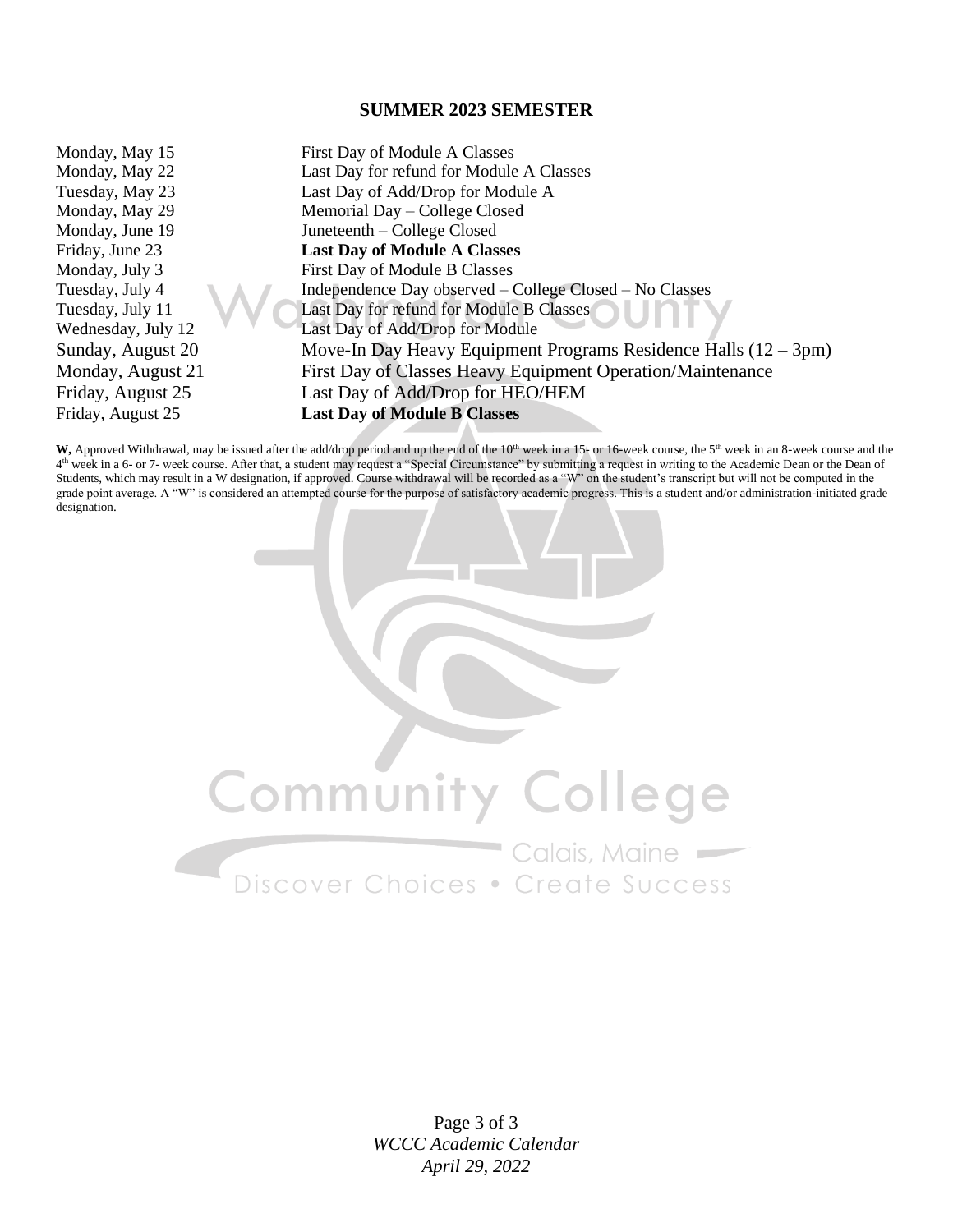## SUMMER 2023 SEMESTER

| | |
|---|---|
| Monday, May 15 | First Day of Module A Classes |
| Monday, May 22 | Last Day for refund for Module A Classes |
| Tuesday, May 23 | Last Day of Add/Drop for Module A |
| Monday, May 29 | Memorial Day – College Closed |
| Monday, June 19 | Juneteenth – College Closed |
| Friday, June 23 | **Last Day of Module A Classes** |
| Monday, July 3 | First Day of Module B Classes |
| Tuesday, July 4 | Independence Day observed – College Closed – No Classes |
| Tuesday, July 11 | Last Day for refund for Module B Classes |
| Wednesday, July 12 | Last Day of Add/Drop for Module |
| Sunday, August 20 | Move-In Day Heavy Equipment Programs Residence Halls (12 – 3pm) |
| Monday, August 21 | First Day of Classes Heavy Equipment Operation/Maintenance |
| Friday, August 25 | Last Day of Add/Drop for HEO/HEM |
| Friday, August 25 | **Last Day of Module B Classes** |

**W,** Approved Withdrawal, may be issued after the add/drop period and up the end of the 10th week in a 15- or 16-week course, the 5th week in an 8-week course and the 4th week in a 6- or 7- week course. After that, a student may request a "Special Circumstance" by submitting a request in writing to the Academic Dean or the Dean of Students, which may result in a W designation, if approved. Course withdrawal will be recorded as a "W" on the student's transcript but will not be computed in the grade point average. A "W" is considered an attempted course for the purpose of satisfactory academic progress. This is a student and/or administration-initiated grade designation.